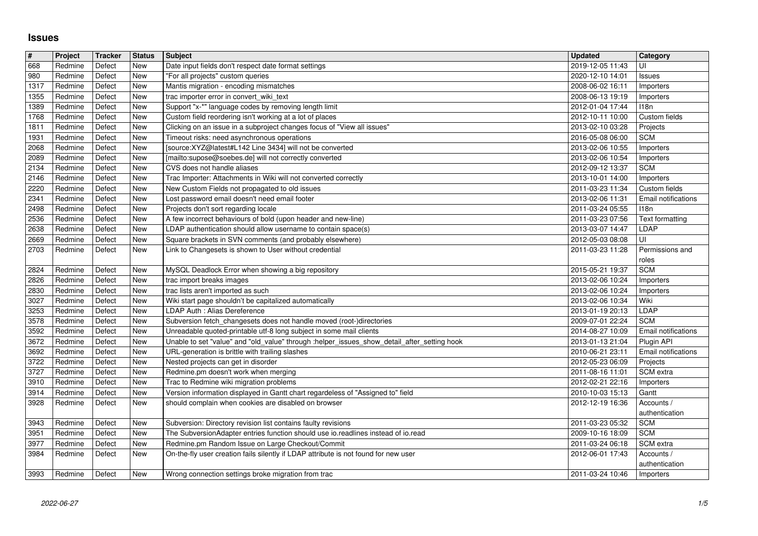# Issues

| # | Project | Tracker | Status | Subject | Updated | Category |
|---|---|---|---|---|---|---|
| 668 | Redmine | Defect | New | Date input fields don't respect date format settings | 2019-12-05 11:43 | UI |
| 980 | Redmine | Defect | New | "For all projects" custom queries | 2020-12-10 14:01 | Issues |
| 1317 | Redmine | Defect | New | Mantis migration - encoding mismatches | 2008-06-02 16:11 | Importers |
| 1355 | Redmine | Defect | New | trac importer error in convert_wiki_text | 2008-06-13 19:19 | Importers |
| 1389 | Redmine | Defect | New | Support "x-*" language codes by removing length limit | 2012-01-04 17:44 | I18n |
| 1768 | Redmine | Defect | New | Custom field reordering isn't working at a lot of places | 2012-10-11 10:00 | Custom fields |
| 1811 | Redmine | Defect | New | Clicking on an issue in a subproject changes focus of "View all issues" | 2013-02-10 03:28 | Projects |
| 1931 | Redmine | Defect | New | Timeout risks: need asynchronous operations | 2016-05-08 06:00 | SCM |
| 2068 | Redmine | Defect | New | [source:XYZ@latest#L142 Line 3434] will not be converted | 2013-02-06 10:55 | Importers |
| 2089 | Redmine | Defect | New | [mailto:supose@soebes.de] will not correctly converted | 2013-02-06 10:54 | Importers |
| 2134 | Redmine | Defect | New | CVS does not handle aliases | 2012-09-12 13:37 | SCM |
| 2146 | Redmine | Defect | New | Trac Importer: Attachments in Wiki will not converted correctly | 2013-10-01 14:00 | Importers |
| 2220 | Redmine | Defect | New | New Custom Fields not propagated to old issues | 2011-03-23 11:34 | Custom fields |
| 2341 | Redmine | Defect | New | Lost password email doesn't need email footer | 2013-02-06 11:31 | Email notifications |
| 2498 | Redmine | Defect | New | Projects don't sort regarding locale | 2011-03-24 05:55 | I18n |
| 2536 | Redmine | Defect | New | A few incorrect behaviours of bold (upon header and new-line) | 2011-03-23 07:56 | Text formatting |
| 2638 | Redmine | Defect | New | LDAP authentication should allow username to contain space(s) | 2013-03-07 14:47 | LDAP |
| 2669 | Redmine | Defect | New | Square brackets in SVN comments (and probably elsewhere) | 2012-05-03 08:08 | UI |
| 2703 | Redmine | Defect | New | Link to Changesets is shown to User without credential | 2011-03-23 11:28 | Permissions and roles |
| 2824 | Redmine | Defect | New | MySQL Deadlock Error when showing a big repository | 2015-05-21 19:37 | SCM |
| 2826 | Redmine | Defect | New | trac import breaks images | 2013-02-06 10:24 | Importers |
| 2830 | Redmine | Defect | New | trac lists aren't imported as such | 2013-02-06 10:24 | Importers |
| 3027 | Redmine | Defect | New | Wiki start page shouldn't be capitalized automatically | 2013-02-06 10:34 | Wiki |
| 3253 | Redmine | Defect | New | LDAP Auth : Alias Dereference | 2013-01-19 20:13 | LDAP |
| 3578 | Redmine | Defect | New | Subversion fetch_changesets does not handle moved (root-)directories | 2009-07-01 22:24 | SCM |
| 3592 | Redmine | Defect | New | Unreadable quoted-printable utf-8 long subject in some mail clients | 2014-08-27 10:09 | Email notifications |
| 3672 | Redmine | Defect | New | Unable to set "value" and "old_value" through :helper_issues_show_detail_after_setting hook | 2013-01-13 21:04 | Plugin API |
| 3692 | Redmine | Defect | New | URL-generation is brittle with trailing slashes | 2010-06-21 23:11 | Email notifications |
| 3722 | Redmine | Defect | New | Nested projects can get in disorder | 2012-05-23 06:09 | Projects |
| 3727 | Redmine | Defect | New | Redmine.pm doesn't work when merging | 2011-08-16 11:01 | SCM extra |
| 3910 | Redmine | Defect | New | Trac to Redmine wiki migration problems | 2012-02-21 22:16 | Importers |
| 3914 | Redmine | Defect | New | Version information displayed in Gantt chart regardeless of "Assigned to" field | 2010-10-03 15:13 | Gantt |
| 3928 | Redmine | Defect | New | should complain when cookies are disabled on browser | 2012-12-19 16:36 | Accounts / authentication |
| 3943 | Redmine | Defect | New | Subversion: Directory revision list contains faulty revisions | 2011-03-23 05:32 | SCM |
| 3951 | Redmine | Defect | New | The SubversionAdapter entries function should use io.readlines instead of io.read | 2009-10-16 18:09 | SCM |
| 3977 | Redmine | Defect | New | Redmine.pm Random Issue on Large Checkout/Commit | 2011-03-24 06:18 | SCM extra |
| 3984 | Redmine | Defect | New | On-the-fly user creation fails silently if LDAP attribute is not found for new user | 2012-06-01 17:43 | Accounts / authentication |
| 3993 | Redmine | Defect | New | Wrong connection settings broke migration from trac | 2011-03-24 10:46 | Importers |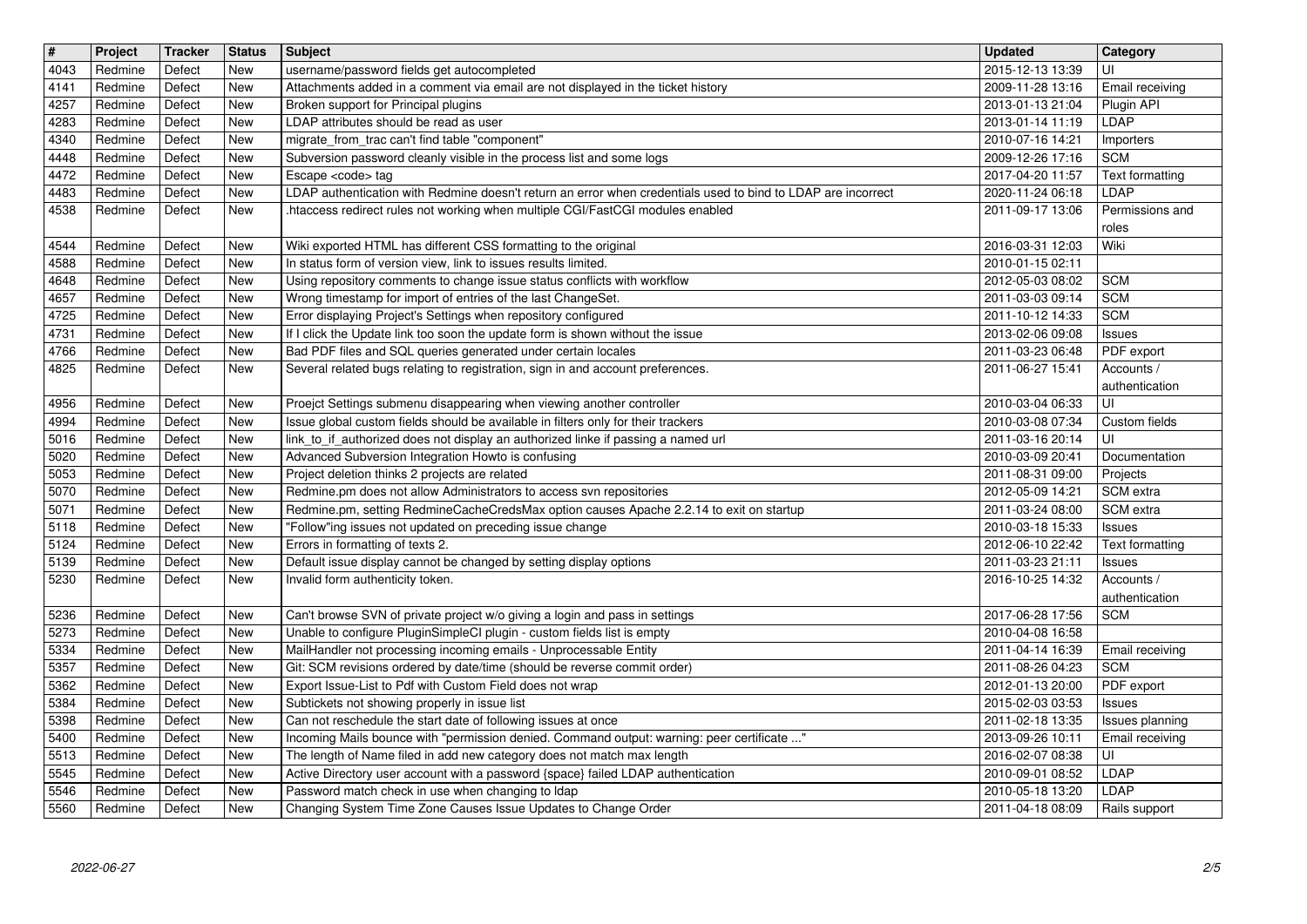| # | Project | Tracker | Status | Subject | Updated | Category |
|---|---|---|---|---|---|---|
| 4043 | Redmine | Defect | New | username/password fields get autocompleted | 2015-12-13 13:39 | UI |
| 4141 | Redmine | Defect | New | Attachments added in a comment via email are not displayed in the ticket history | 2009-11-28 13:16 | Email receiving |
| 4257 | Redmine | Defect | New | Broken support for Principal plugins | 2013-01-13 21:04 | Plugin API |
| 4283 | Redmine | Defect | New | LDAP attributes should be read as user | 2013-01-14 11:19 | LDAP |
| 4340 | Redmine | Defect | New | migrate_from_trac can't find table "component" | 2010-07-16 14:21 | Importers |
| 4448 | Redmine | Defect | New | Subversion password cleanly visible in the process list and some logs | 2009-12-26 17:16 | SCM |
| 4472 | Redmine | Defect | New | Escape <code> tag | 2017-04-20 11:57 | Text formatting |
| 4483 | Redmine | Defect | New | LDAP authentication with Redmine doesn't return an error when credentials used to bind to LDAP are incorrect | 2020-11-24 06:18 | LDAP |
| 4538 | Redmine | Defect | New | .htaccess redirect rules not working when multiple CGI/FastCGI modules enabled | 2011-09-17 13:06 | Permissions and roles |
| 4544 | Redmine | Defect | New | Wiki exported HTML has different CSS formatting to the original | 2016-03-31 12:03 | Wiki |
| 4588 | Redmine | Defect | New | In status form of version view, link to issues results limited. | 2010-01-15 02:11 | |
| 4648 | Redmine | Defect | New | Using repository comments to change issue status conflicts with workflow | 2012-05-03 08:02 | SCM |
| 4657 | Redmine | Defect | New | Wrong timestamp for import of entries of the last ChangeSet. | 2011-03-03 09:14 | SCM |
| 4725 | Redmine | Defect | New | Error displaying Project's Settings when repository configured | 2011-10-12 14:33 | SCM |
| 4731 | Redmine | Defect | New | If I click the Update link too soon the update form is shown without the issue | 2013-02-06 09:08 | Issues |
| 4766 | Redmine | Defect | New | Bad PDF files and SQL queries generated under certain locales | 2011-03-23 06:48 | PDF export |
| 4825 | Redmine | Defect | New | Several related bugs relating to registration, sign in and account preferences. | 2011-06-27 15:41 | Accounts / authentication |
| 4956 | Redmine | Defect | New | Proejct Settings submenu disappearing when viewing another controller | 2010-03-04 06:33 | UI |
| 4994 | Redmine | Defect | New | Issue global custom fields should be available in filters only for their trackers | 2010-03-08 07:34 | Custom fields |
| 5016 | Redmine | Defect | New | link_to_if_authorized does not display an authorized linke if passing a named url | 2011-03-16 20:14 | UI |
| 5020 | Redmine | Defect | New | Advanced Subversion Integration Howto is confusing | 2010-03-09 20:41 | Documentation |
| 5053 | Redmine | Defect | New | Project deletion thinks 2 projects are related | 2011-08-31 09:00 | Projects |
| 5070 | Redmine | Defect | New | Redmine.pm does not allow Administrators to access svn repositories | 2012-05-09 14:21 | SCM extra |
| 5071 | Redmine | Defect | New | Redmine.pm, setting RedmineCacheCredsMax option causes Apache 2.2.14 to exit on startup | 2011-03-24 08:00 | SCM extra |
| 5118 | Redmine | Defect | New | "Follow"ing issues not updated on preceding issue change | 2010-03-18 15:33 | Issues |
| 5124 | Redmine | Defect | New | Errors in formatting of texts 2. | 2012-06-10 22:42 | Text formatting |
| 5139 | Redmine | Defect | New | Default issue display cannot be changed by setting display options | 2011-03-23 21:11 | Issues |
| 5230 | Redmine | Defect | New | Invalid form authenticity token. | 2016-10-25 14:32 | Accounts / authentication |
| 5236 | Redmine | Defect | New | Can't browse SVN of private project w/o giving a login and pass in settings | 2017-06-28 17:56 | SCM |
| 5273 | Redmine | Defect | New | Unable to configure PluginSimpleCI plugin - custom fields list is empty | 2010-04-08 16:58 | |
| 5334 | Redmine | Defect | New | MailHandler not processing incoming emails - Unprocessable Entity | 2011-04-14 16:39 | Email receiving |
| 5357 | Redmine | Defect | New | Git: SCM revisions ordered by date/time (should be reverse commit order) | 2011-08-26 04:23 | SCM |
| 5362 | Redmine | Defect | New | Export Issue-List to Pdf with Custom Field does not wrap | 2012-01-13 20:00 | PDF export |
| 5384 | Redmine | Defect | New | Subtickets not showing properly in issue list | 2015-02-03 03:53 | Issues |
| 5398 | Redmine | Defect | New | Can not reschedule the start date of following issues at once | 2011-02-18 13:35 | Issues planning |
| 5400 | Redmine | Defect | New | Incoming Mails bounce with "permission denied. Command output: warning: peer certificate ..." | 2013-09-26 10:11 | Email receiving |
| 5513 | Redmine | Defect | New | The length of Name filed in add new category does not match max length | 2016-02-07 08:38 | UI |
| 5545 | Redmine | Defect | New | Active Directory user account with a password {space} failed LDAP authentication | 2010-09-01 08:52 | LDAP |
| 5546 | Redmine | Defect | New | Password match check in use when changing to ldap | 2010-05-18 13:20 | LDAP |
| 5560 | Redmine | Defect | New | Changing System Time Zone Causes Issue Updates to Change Order | 2011-04-18 08:09 | Rails support |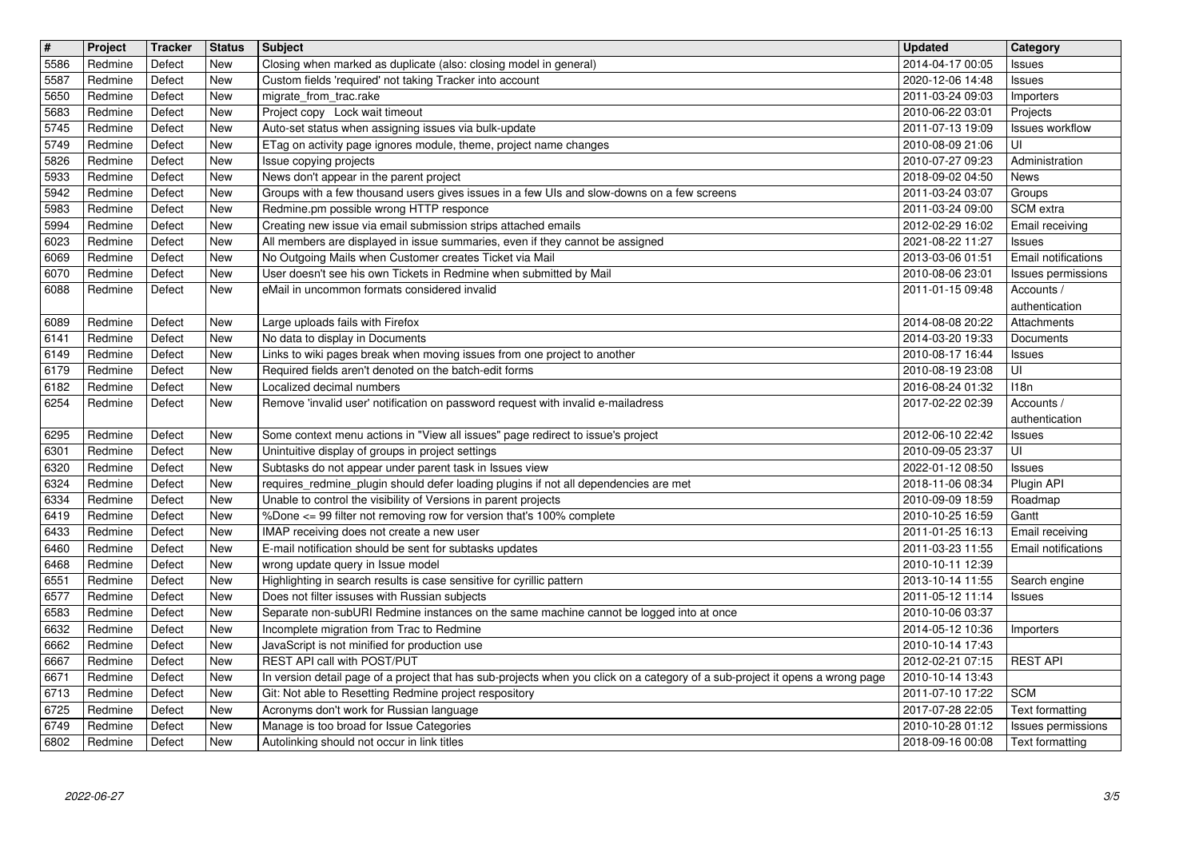| # | Project | Tracker | Status | Subject | Updated | Category |
| --- | --- | --- | --- | --- | --- | --- |
| 5586 | Redmine | Defect | New | Closing when marked as duplicate (also: closing model in general) | 2014-04-17 00:05 | Issues |
| 5587 | Redmine | Defect | New | Custom fields 'required' not taking Tracker into account | 2020-12-06 14:48 | Issues |
| 5650 | Redmine | Defect | New | migrate_from_trac.rake | 2011-03-24 09:03 | Importers |
| 5683 | Redmine | Defect | New | Project copy Lock wait timeout | 2010-06-22 03:01 | Projects |
| 5745 | Redmine | Defect | New | Auto-set status when assigning issues via bulk-update | 2011-07-13 19:09 | Issues workflow |
| 5749 | Redmine | Defect | New | ETag on activity page ignores module, theme, project name changes | 2010-08-09 21:06 | UI |
| 5826 | Redmine | Defect | New | Issue copying projects | 2010-07-27 09:23 | Administration |
| 5933 | Redmine | Defect | New | News don't appear in the parent project | 2018-09-02 04:50 | News |
| 5942 | Redmine | Defect | New | Groups with a few thousand users gives issues in a few UIs and slow-downs on a few screens | 2011-03-24 03:07 | Groups |
| 5983 | Redmine | Defect | New | Redmine.pm possible wrong HTTP responce | 2011-03-24 09:00 | SCM extra |
| 5994 | Redmine | Defect | New | Creating new issue via email submission strips attached emails | 2012-02-29 16:02 | Email receiving |
| 6023 | Redmine | Defect | New | All members are displayed in issue summaries, even if they cannot be assigned | 2021-08-22 11:27 | Issues |
| 6069 | Redmine | Defect | New | No Outgoing Mails when Customer creates Ticket via Mail | 2013-03-06 01:51 | Email notifications |
| 6070 | Redmine | Defect | New | User doesn't see his own Tickets in Redmine when submitted by Mail | 2010-08-06 23:01 | Issues permissions |
| 6088 | Redmine | Defect | New | eMail in uncommon formats considered invalid | 2011-01-15 09:48 | Accounts / authentication |
| 6089 | Redmine | Defect | New | Large uploads fails with Firefox | 2014-08-08 20:22 | Attachments |
| 6141 | Redmine | Defect | New | No data to display in Documents | 2014-03-20 19:33 | Documents |
| 6149 | Redmine | Defect | New | Links to wiki pages break when moving issues from one project to another | 2010-08-17 16:44 | Issues |
| 6179 | Redmine | Defect | New | Required fields aren't denoted on the batch-edit forms | 2010-08-19 23:08 | UI |
| 6182 | Redmine | Defect | New | Localized decimal numbers | 2016-08-24 01:32 | I18n |
| 6254 | Redmine | Defect | New | Remove 'invalid user' notification on password request with invalid e-mailadress | 2017-02-22 02:39 | Accounts / authentication |
| 6295 | Redmine | Defect | New | Some context menu actions in "View all issues" page redirect to issue's project | 2012-06-10 22:42 | Issues |
| 6301 | Redmine | Defect | New | Unintuitive display of groups in project settings | 2010-09-05 23:37 | UI |
| 6320 | Redmine | Defect | New | Subtasks do not appear under parent task in Issues view | 2022-01-12 08:50 | Issues |
| 6324 | Redmine | Defect | New | requires_redmine_plugin should defer loading plugins if not all dependencies are met | 2018-11-06 08:34 | Plugin API |
| 6334 | Redmine | Defect | New | Unable to control the visibility of Versions in parent projects | 2010-09-09 18:59 | Roadmap |
| 6419 | Redmine | Defect | New | %Done <= 99 filter not removing row for version that's 100% complete | 2010-10-25 16:59 | Gantt |
| 6433 | Redmine | Defect | New | IMAP receiving does not create a new user | 2011-01-25 16:13 | Email receiving |
| 6460 | Redmine | Defect | New | E-mail notification should be sent for subtasks updates | 2011-03-23 11:55 | Email notifications |
| 6468 | Redmine | Defect | New | wrong update query in Issue model | 2010-10-11 12:39 | |
| 6551 | Redmine | Defect | New | Highlighting in search results is case sensitive for cyrillic pattern | 2013-10-14 11:55 | Search engine |
| 6577 | Redmine | Defect | New | Does not filter issuses with Russian subjects | 2011-05-12 11:14 | Issues |
| 6583 | Redmine | Defect | New | Separate non-subURI Redmine instances on the same machine cannot be logged into at once | 2010-10-06 03:37 | |
| 6632 | Redmine | Defect | New | Incomplete migration from Trac to Redmine | 2014-05-12 10:36 | Importers |
| 6662 | Redmine | Defect | New | JavaScript is not minified for production use | 2010-10-14 17:43 | |
| 6667 | Redmine | Defect | New | REST API call with POST/PUT | 2012-02-21 07:15 | REST API |
| 6671 | Redmine | Defect | New | In version detail page of a project that has sub-projects when you click on a category of a sub-project it opens a wrong page | 2010-10-14 13:43 | |
| 6713 | Redmine | Defect | New | Git: Not able to Resetting Redmine project respository | 2011-07-10 17:22 | SCM |
| 6725 | Redmine | Defect | New | Acronyms don't work for Russian language | 2017-07-28 22:05 | Text formatting |
| 6749 | Redmine | Defect | New | Manage is too broad for Issue Categories | 2010-10-28 01:12 | Issues permissions |
| 6802 | Redmine | Defect | New | Autolinking should not occur in link titles | 2018-09-16 00:08 | Text formatting |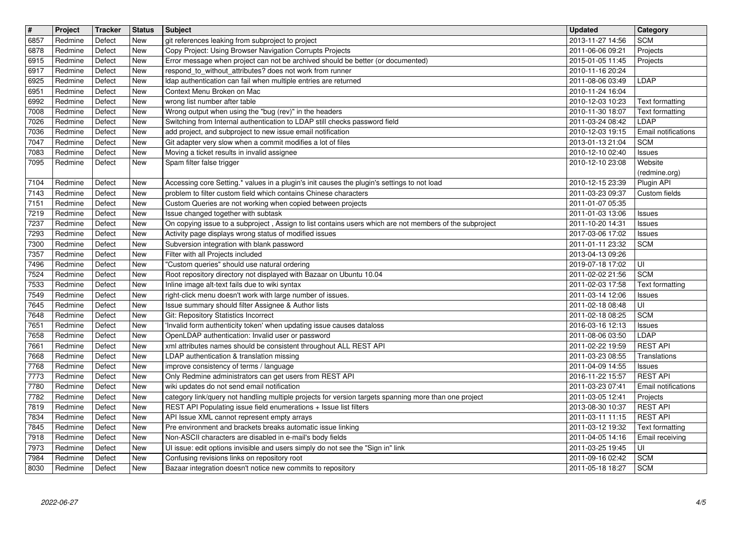| # | Project | Tracker | Status | Subject | Updated | Category |
|---|---|---|---|---|---|---|
| 6857 | Redmine | Defect | New | git references leaking from subproject to project | 2013-11-27 14:56 | SCM |
| 6878 | Redmine | Defect | New | Copy Project: Using Browser Navigation Corrupts Projects | 2011-06-06 09:21 | Projects |
| 6915 | Redmine | Defect | New | Error message when project can not be archived should be better (or documented) | 2015-01-05 11:45 | Projects |
| 6917 | Redmine | Defect | New | respond_to_without_attributes? does not work from runner | 2010-11-16 20:24 | |
| 6925 | Redmine | Defect | New | ldap authentication can fail when multiple entries are returned | 2011-08-06 03:49 | LDAP |
| 6951 | Redmine | Defect | New | Context Menu Broken on Mac | 2010-11-24 16:04 | |
| 6992 | Redmine | Defect | New | wrong list number after table | 2010-12-03 10:23 | Text formatting |
| 7008 | Redmine | Defect | New | Wrong output when using the "bug (rev)" in the headers | 2010-11-30 18:07 | Text formatting |
| 7026 | Redmine | Defect | New | Switching from Internal authentication to LDAP still checks password field | 2011-03-24 08:42 | LDAP |
| 7036 | Redmine | Defect | New | add project, and subproject to new issue email notification | 2010-12-03 19:15 | Email notifications |
| 7047 | Redmine | Defect | New | Git adapter very slow when a commit modifies a lot of files | 2013-01-13 21:04 | SCM |
| 7083 | Redmine | Defect | New | Moving a ticket results in invalid assignee | 2010-12-10 02:40 | Issues |
| 7095 | Redmine | Defect | New | Spam filter false trigger | 2010-12-10 23:08 | Website (redmine.org) |
| 7104 | Redmine | Defect | New | Accessing core Setting.* values in a plugin's init causes the plugin's settings to not load | 2010-12-15 23:39 | Plugin API |
| 7143 | Redmine | Defect | New | problem to filter custom field which contains Chinese characters | 2011-03-23 09:37 | Custom fields |
| 7151 | Redmine | Defect | New | Custom Queries are not working when copied between projects | 2011-01-07 05:35 | |
| 7219 | Redmine | Defect | New | Issue changed together with subtask | 2011-01-03 13:06 | Issues |
| 7237 | Redmine | Defect | New | On copying issue to a subproject , Assign to list contains users which are not members of the subproject | 2011-10-20 14:31 | Issues |
| 7293 | Redmine | Defect | New | Activity page displays wrong status of modified issues | 2017-03-06 17:02 | Issues |
| 7300 | Redmine | Defect | New | Subversion integration with blank password | 2011-01-11 23:32 | SCM |
| 7357 | Redmine | Defect | New | Filter with all Projects included | 2013-04-13 09:26 | |
| 7496 | Redmine | Defect | New | "Custom queries" should use natural ordering | 2019-07-18 17:02 | UI |
| 7524 | Redmine | Defect | New | Root repository directory not displayed with Bazaar on Ubuntu 10.04 | 2011-02-02 21:56 | SCM |
| 7533 | Redmine | Defect | New | Inline image alt-text fails due to wiki syntax | 2011-02-03 17:58 | Text formatting |
| 7549 | Redmine | Defect | New | right-click menu doesn't work with large number of issues. | 2011-03-14 12:06 | Issues |
| 7645 | Redmine | Defect | New | Issue summary should filter Assignee & Author lists | 2011-02-18 08:48 | UI |
| 7648 | Redmine | Defect | New | Git: Repository Statistics Incorrect | 2011-02-18 08:25 | SCM |
| 7651 | Redmine | Defect | New | 'Invalid form authenticity token' when updating issue causes dataloss | 2016-03-16 12:13 | Issues |
| 7658 | Redmine | Defect | New | OpenLDAP authentication: Invalid user or password | 2011-08-06 03:50 | LDAP |
| 7661 | Redmine | Defect | New | xml attributes names should be consistent throughout ALL REST API | 2011-02-22 19:59 | REST API |
| 7668 | Redmine | Defect | New | LDAP authentication & translation missing | 2011-03-23 08:55 | Translations |
| 7768 | Redmine | Defect | New | improve consistency of terms / language | 2011-04-09 14:55 | Issues |
| 7773 | Redmine | Defect | New | Only Redmine administrators can get users from REST API | 2016-11-22 15:57 | REST API |
| 7780 | Redmine | Defect | New | wiki updates do not send email notification | 2011-03-23 07:41 | Email notifications |
| 7782 | Redmine | Defect | New | category link/query not handling multiple projects for version targets spanning more than one project | 2011-03-05 12:41 | Projects |
| 7819 | Redmine | Defect | New | REST API Populating issue field enumerations + Issue list filters | 2013-08-30 10:37 | REST API |
| 7834 | Redmine | Defect | New | API Issue XML cannot represent empty arrays | 2011-03-11 11:15 | REST API |
| 7845 | Redmine | Defect | New | Pre environment and brackets breaks automatic issue linking | 2011-03-12 19:32 | Text formatting |
| 7918 | Redmine | Defect | New | Non-ASCII characters are disabled in e-mail's body fields | 2011-04-05 14:16 | Email receiving |
| 7973 | Redmine | Defect | New | UI issue: edit options invisible and users simply do not see the "Sign in" link | 2011-03-25 19:45 | UI |
| 7984 | Redmine | Defect | New | Confusing revisions links on repository root | 2011-09-16 02:42 | SCM |
| 8030 | Redmine | Defect | New | Bazaar integration doesn't notice new commits to repository | 2011-05-18 18:27 | SCM |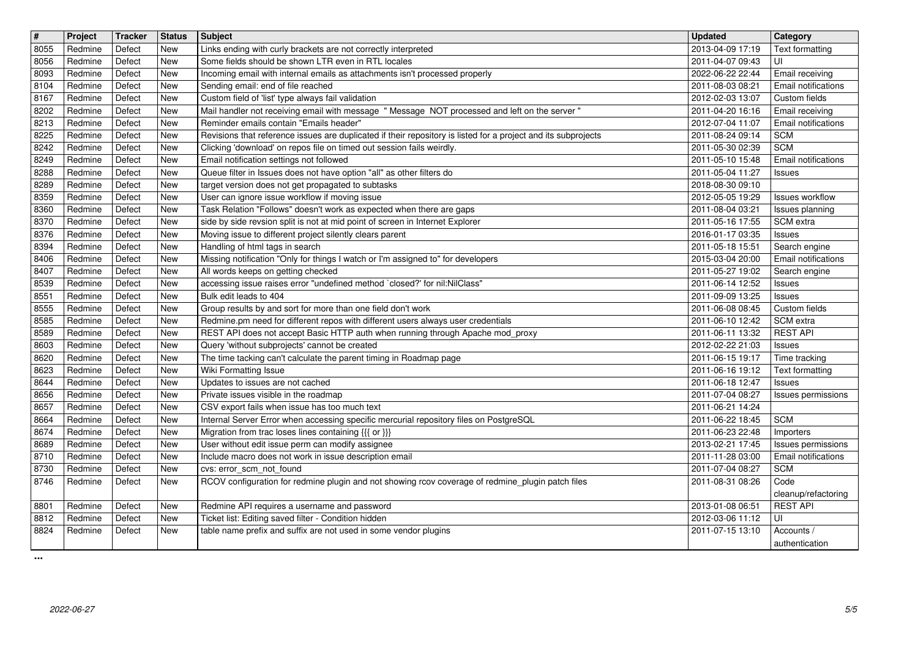| # | Project | Tracker | Status | Subject | Updated | Category |
|---|---|---|---|---|---|---|
| 8055 | Redmine | Defect | New | Links ending with curly brackets are not correctly interpreted | 2013-04-09 17:19 | Text formatting |
| 8056 | Redmine | Defect | New | Some fields should be shown LTR even in RTL locales | 2011-04-07 09:43 | UI |
| 8093 | Redmine | Defect | New | Incoming email with internal emails as attachments isn't processed properly | 2022-06-22 22:44 | Email receiving |
| 8104 | Redmine | Defect | New | Sending email: end of file reached | 2011-08-03 08:21 | Email notifications |
| 8167 | Redmine | Defect | New | Custom field of 'list' type always fail validation | 2012-02-03 13:07 | Custom fields |
| 8202 | Redmine | Defect | New | Mail handler not receiving email with message " Message NOT processed and left on the server " | 2011-04-20 16:16 | Email receiving |
| 8213 | Redmine | Defect | New | Reminder emails contain "Emails header" | 2012-07-04 11:07 | Email notifications |
| 8225 | Redmine | Defect | New | Revisions that reference issues are duplicated if their repository is listed for a project and its subprojects | 2011-08-24 09:14 | SCM |
| 8242 | Redmine | Defect | New | Clicking 'download' on repos file on timed out session fails weirdly. | 2011-05-30 02:39 | SCM |
| 8249 | Redmine | Defect | New | Email notification settings not followed | 2011-05-10 15:48 | Email notifications |
| 8288 | Redmine | Defect | New | Queue filter in Issues does not have option "all" as other filters do | 2011-05-04 11:27 | Issues |
| 8289 | Redmine | Defect | New | target version does not get propagated to subtasks | 2018-08-30 09:10 | |
| 8359 | Redmine | Defect | New | User can ignore issue workflow if moving issue | 2012-05-05 19:29 | Issues workflow |
| 8360 | Redmine | Defect | New | Task Relation "Follows" doesn't work as expected when there are gaps | 2011-08-04 03:21 | Issues planning |
| 8370 | Redmine | Defect | New | side by side revsion split is not at mid point of screen in Internet Explorer | 2011-05-16 17:55 | SCM extra |
| 8376 | Redmine | Defect | New | Moving issue to different project silently clears parent | 2016-01-17 03:35 | Issues |
| 8394 | Redmine | Defect | New | Handling of html tags in search | 2011-05-18 15:51 | Search engine |
| 8406 | Redmine | Defect | New | Missing notification "Only for things I watch or I'm assigned to" for developers | 2015-03-04 20:00 | Email notifications |
| 8407 | Redmine | Defect | New | All words keeps on getting checked | 2011-05-27 19:02 | Search engine |
| 8539 | Redmine | Defect | New | accessing issue raises error "undefined method `closed?' for nil:NilClass" | 2011-06-14 12:52 | Issues |
| 8551 | Redmine | Defect | New | Bulk edit leads to 404 | 2011-09-09 13:25 | Issues |
| 8555 | Redmine | Defect | New | Group results by and sort for more than one field don't work | 2011-06-08 08:45 | Custom fields |
| 8585 | Redmine | Defect | New | Redmine.pm need for different repos with different users always user credentials | 2011-06-10 12:42 | SCM extra |
| 8589 | Redmine | Defect | New | REST API does not accept Basic HTTP auth when running through Apache mod_proxy | 2011-06-11 13:32 | REST API |
| 8603 | Redmine | Defect | New | Query 'without subprojects' cannot be created | 2012-02-22 21:03 | Issues |
| 8620 | Redmine | Defect | New | The time tacking can't calculate the parent timing in Roadmap page | 2011-06-15 19:17 | Time tracking |
| 8623 | Redmine | Defect | New | Wiki Formatting Issue | 2011-06-16 19:12 | Text formatting |
| 8644 | Redmine | Defect | New | Updates to issues are not cached | 2011-06-18 12:47 | Issues |
| 8656 | Redmine | Defect | New | Private issues visible in the roadmap | 2011-07-04 08:27 | Issues permissions |
| 8657 | Redmine | Defect | New | CSV export fails when issue has too much text | 2011-06-21 14:24 | |
| 8664 | Redmine | Defect | New | Internal Server Error when accessing specific mercurial repository files on PostgreSQL | 2011-06-22 18:45 | SCM |
| 8674 | Redmine | Defect | New | Migration from trac loses lines containing {{{ or }}} | 2011-06-23 22:48 | Importers |
| 8689 | Redmine | Defect | New | User without edit issue perm can modify assignee | 2013-02-21 17:45 | Issues permissions |
| 8710 | Redmine | Defect | New | Include macro does not work in issue description email | 2011-11-28 03:00 | Email notifications |
| 8730 | Redmine | Defect | New | cvs: error_scm_not_found | 2011-07-04 08:27 | SCM |
| 8746 | Redmine | Defect | New | RCOV configuration for redmine plugin and not showing rcov coverage of redmine_plugin patch files | 2011-08-31 08:26 | Code cleanup/refactoring |
| 8801 | Redmine | Defect | New | Redmine API requires a username and password | 2013-01-08 06:51 | REST API |
| 8812 | Redmine | Defect | New | Ticket list: Editing saved filter - Condition hidden | 2012-03-06 11:12 | UI |
| 8824 | Redmine | Defect | New | table name prefix and suffix are not used in some vendor plugins | 2011-07-15 13:10 | Accounts / authentication |

...